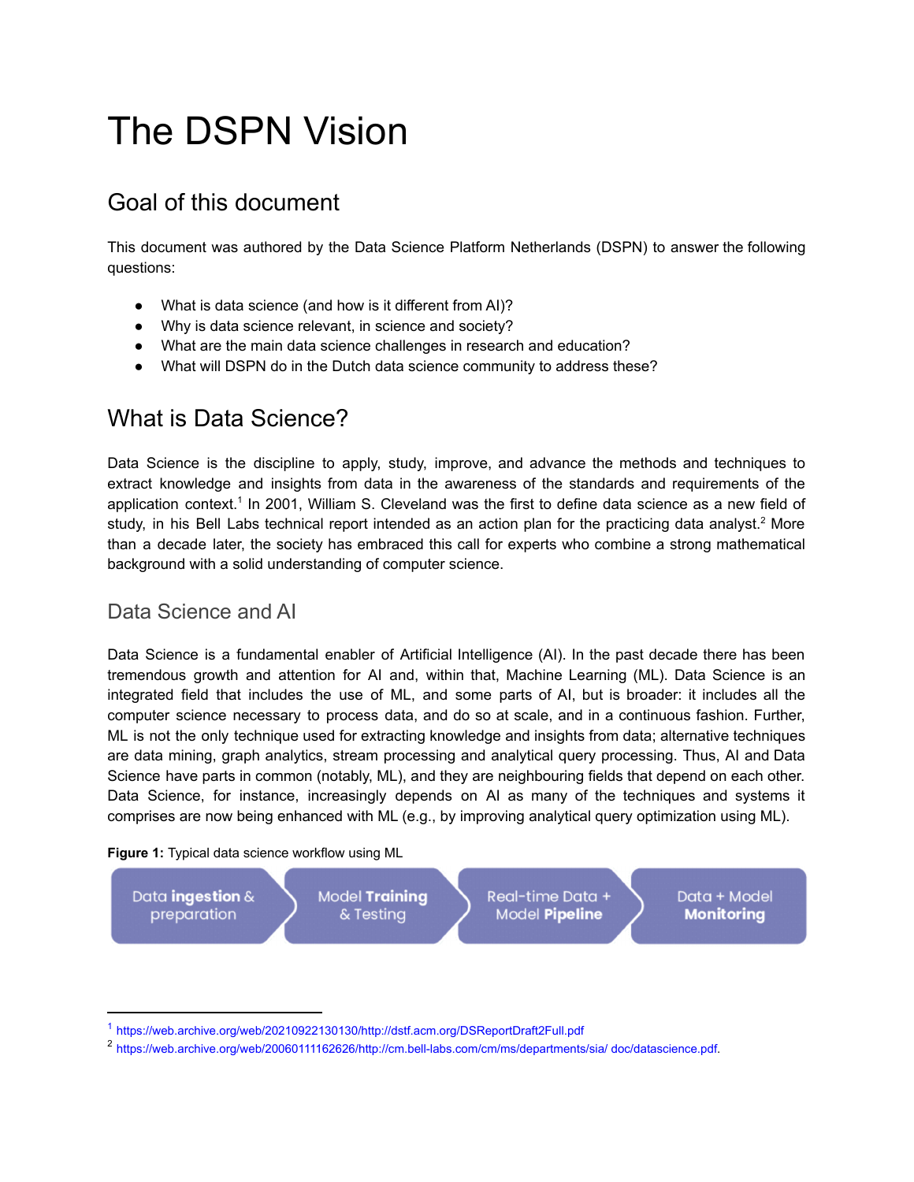# The DSPN Vision

## Goal of this document

This document was authored by the Data Science Platform Netherlands (DSPN) to answer the following questions:

- What is data science (and how is it different from AI)?
- Why is data science relevant, in science and society?
- What are the main data science challenges in research and education?
- What will DSPN do in the Dutch data science community to address these?

## What is Data Science?

Data Science is the discipline to apply, study, improve, and advance the methods and techniques to extract knowledge and insights from data in the awareness of the standards and requirements of the application context.[1] In 2001, William S. Cleveland was the first to define data science as a new field of study, in his Bell Labs technical report intended as an action plan for the practicing data analyst.[2] More than a decade later, the society has embraced this call for experts who combine a strong mathematical background with a solid understanding of computer science.

### Data Science and AI

Data Science is a fundamental enabler of Artificial Intelligence (AI). In the past decade there has been tremendous growth and attention for AI and, within that, Machine Learning (ML). Data Science is an integrated field that includes the use of ML, and some parts of AI, but is broader: it includes all the computer science necessary to process data, and do so at scale, and in a continuous fashion. Further, ML is not the only technique used for extracting knowledge and insights from data; alternative techniques are data mining, graph analytics, stream processing and analytical query processing. Thus, AI and Data Science have parts in common (notably, ML), and they are neighbouring fields that depend on each other. Data Science, for instance, increasingly depends on AI as many of the techniques and systems it comprises are now being enhanced with ML (e.g., by improving analytical query optimization using ML).

**Figure 1:** Typical data science workflow using ML

Data **ingestion** & preparation → Model **Training** & Testing → Real-time Data + Model **Pipeline** → Data + Model **Monitoring**

---

[1] https://web.archive.org/web/20210922130130/http://dstf.acm.org/DSReportDraft2Full.pdf

[2] https://web.archive.org/web/20060111162626/http://cm.bell-labs.com/cm/ms/departments/sia/ doc/datascience.pdf.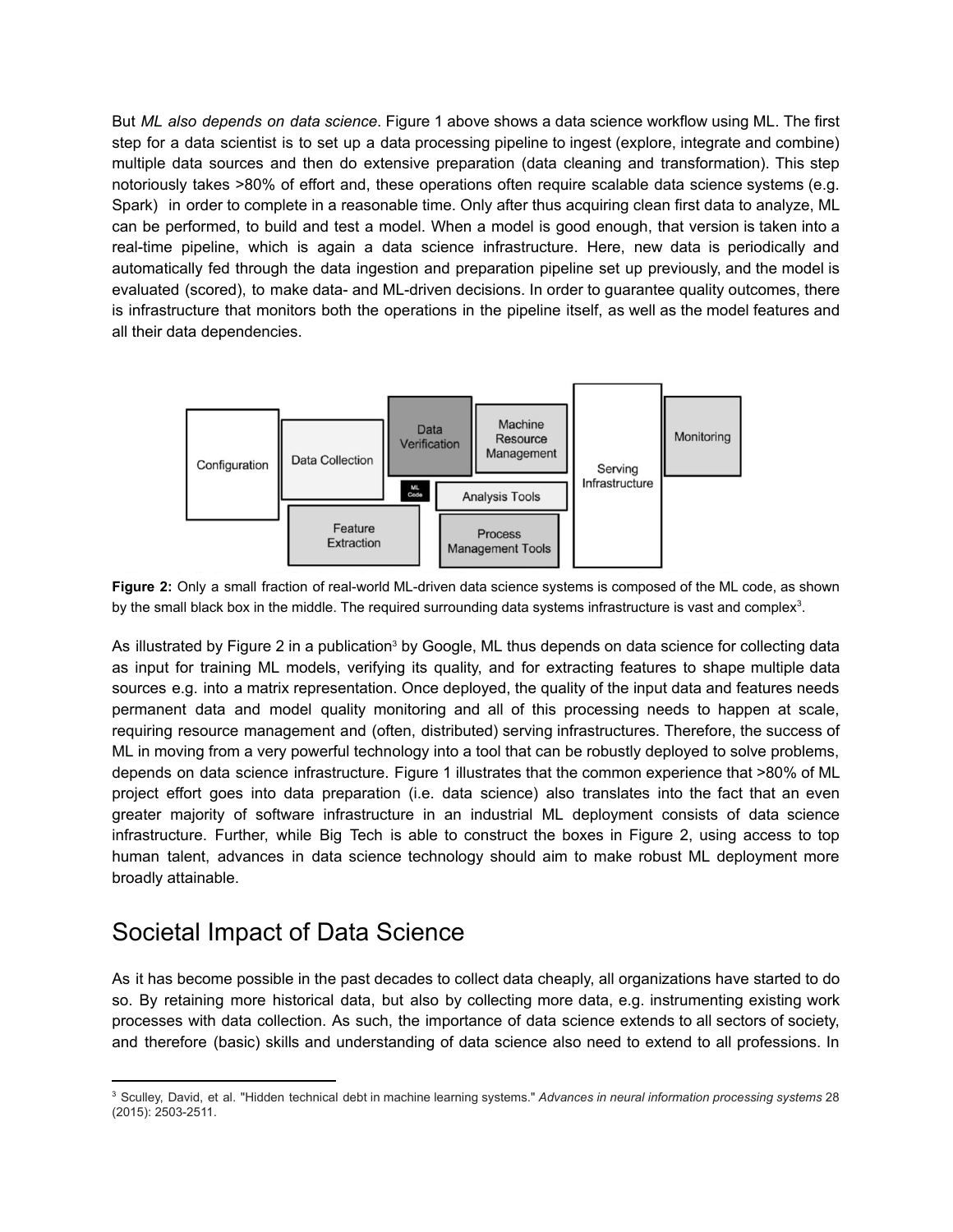But *ML also depends on data science*. Figure 1 above shows a data science workflow using ML. The first step for a data scientist is to set up a data processing pipeline to ingest (explore, integrate and combine) multiple data sources and then do extensive preparation (data cleaning and transformation). This step notoriously takes >80% of effort and, these operations often require scalable data science systems (e.g. Spark) in order to complete in a reasonable time. Only after thus acquiring clean first data to analyze, ML can be performed, to build and test a model. When a model is good enough, that version is taken into a real-time pipeline, which is again a data science infrastructure. Here, new data is periodically and automatically fed through the data ingestion and preparation pipeline set up previously, and the model is evaluated (scored), to make data- and ML-driven decisions. In order to guarantee quality outcomes, there is infrastructure that monitors both the operations in the pipeline itself, as well as the model features and all their data dependencies.

**Figure 2:** Only a small fraction of real-world ML-driven data science systems is composed of the ML code, as shown by the small black box in the middle. The required surrounding data systems infrastructure is vast and complex[3].

As illustrated by Figure 2 in a publication[3] by Google, ML thus depends on data science for collecting data as input for training ML models, verifying its quality, and for extracting features to shape multiple data sources e.g. into a matrix representation. Once deployed, the quality of the input data and features needs permanent data and model quality monitoring and all of this processing needs to happen at scale, requiring resource management and (often, distributed) serving infrastructures. Therefore, the success of ML in moving from a very powerful technology into a tool that can be robustly deployed to solve problems, depends on data science infrastructure. Figure 1 illustrates that the common experience that >80% of ML project effort goes into data preparation (i.e. data science) also translates into the fact that an even greater majority of software infrastructure in an industrial ML deployment consists of data science infrastructure. Further, while Big Tech is able to construct the boxes in Figure 2, using access to top human talent, advances in data science technology should aim to make robust ML deployment more broadly attainable.

## Societal Impact of Data Science

As it has become possible in the past decades to collect data cheaply, all organizations have started to do so. By retaining more historical data, but also by collecting more data, e.g. instrumenting existing work processes with data collection. As such, the importance of data science extends to all sectors of society, and therefore (basic) skills and understanding of data science also need to extend to all professions. In

---

[3] Sculley, David, et al. "Hidden technical debt in machine learning systems." *Advances in neural information processing systems* 28 (2015): 2503-2511.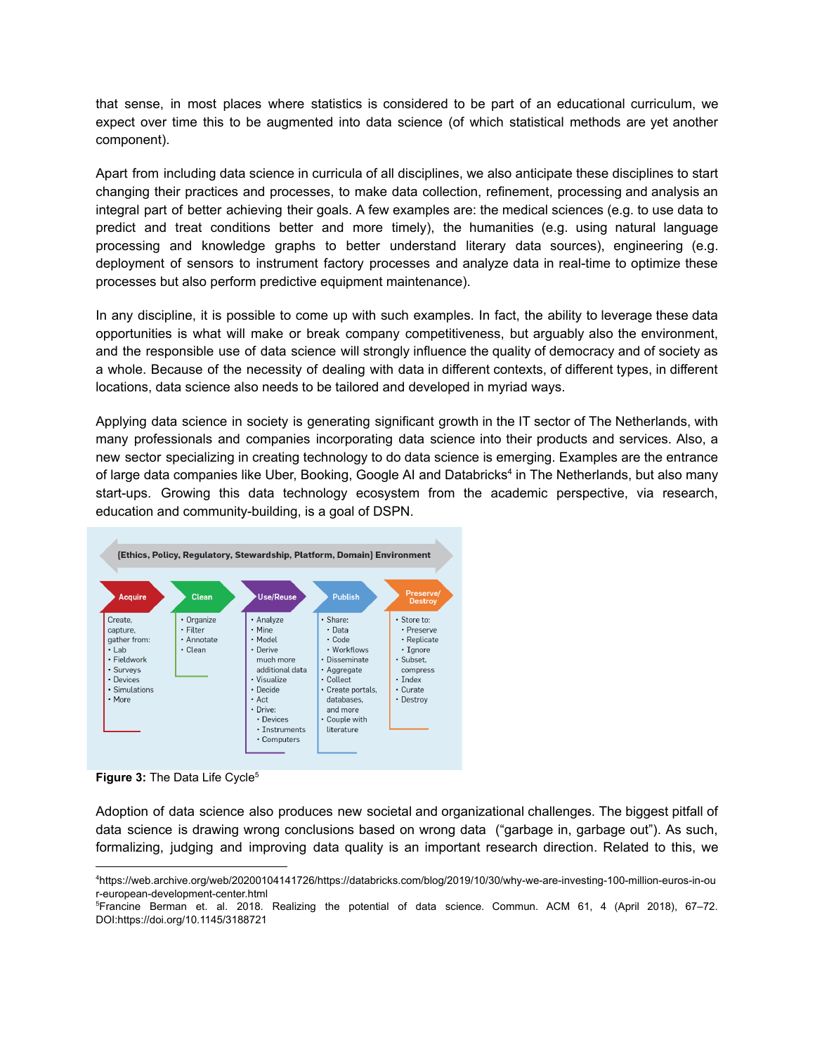that sense, in most places where statistics is considered to be part of an educational curriculum, we expect over time this to be augmented into data science (of which statistical methods are yet another component).

Apart from including data science in curricula of all disciplines, we also anticipate these disciplines to start changing their practices and processes, to make data collection, refinement, processing and analysis an integral part of better achieving their goals. A few examples are: the medical sciences (e.g. to use data to predict and treat conditions better and more timely), the humanities (e.g. using natural language processing and knowledge graphs to better understand literary data sources), engineering (e.g. deployment of sensors to instrument factory processes and analyze data in real-time to optimize these processes but also perform predictive equipment maintenance).

In any discipline, it is possible to come up with such examples. In fact, the ability to leverage these data opportunities is what will make or break company competitiveness, but arguably also the environment, and the responsible use of data science will strongly influence the quality of democracy and of society as a whole. Because of the necessity of dealing with data in different contexts, of different types, in different locations, data science also needs to be tailored and developed in myriad ways.

Applying data science in society is generating significant growth in the IT sector of The Netherlands, with many professionals and companies incorporating data science into their products and services. Also, a new sector specializing in creating technology to do data science is emerging. Examples are the entrance of large data companies like Uber, Booking, Google AI and Databricks[4] in The Netherlands, but also many start-ups. Growing this data technology ecosystem from the academic perspective, via research, education and community-building, is a goal of DSPN.

{Ethics, Policy, Regulatory, Stewardship, Platform, Domain} Environment

| Acquire | Clean | Use/Reuse | Publish | Preserve/ Destroy |
|---|---|---|---|---|
| Create, capture, gather from: • Lab • Fieldwork • Surveys • Devices • Simulations • More | • Organize • Filter • Annotate • Clean | • Analyze • Mine • Model • Derive much more additional data • Visualize • Decide • Act • Drive: • Devices • Instruments • Computers | • Share: • Data • Code • Workflows • Disseminate • Aggregate • Collect • Create portals, databases, and more • Couple with literature | • Store to: • Preserve • Replicate • Ignore • Subset, compress • Index • Curate • Destroy |

**Figure 3:** The Data Life Cycle[5]

Adoption of data science also produces new societal and organizational challenges. The biggest pitfall of data science is drawing wrong conclusions based on wrong data ("garbage in, garbage out"). As such, formalizing, judging and improving data quality is an important research direction. Related to this, we

---

[4]https://web.archive.org/web/20200104141726/https://databricks.com/blog/2019/10/30/why-we-are-investing-100-million-euros-in-our-european-development-center.html

[5]Francine Berman et. al. 2018. Realizing the potential of data science. Commun. ACM 61, 4 (April 2018), 67–72. DOI:https://doi.org/10.1145/3188721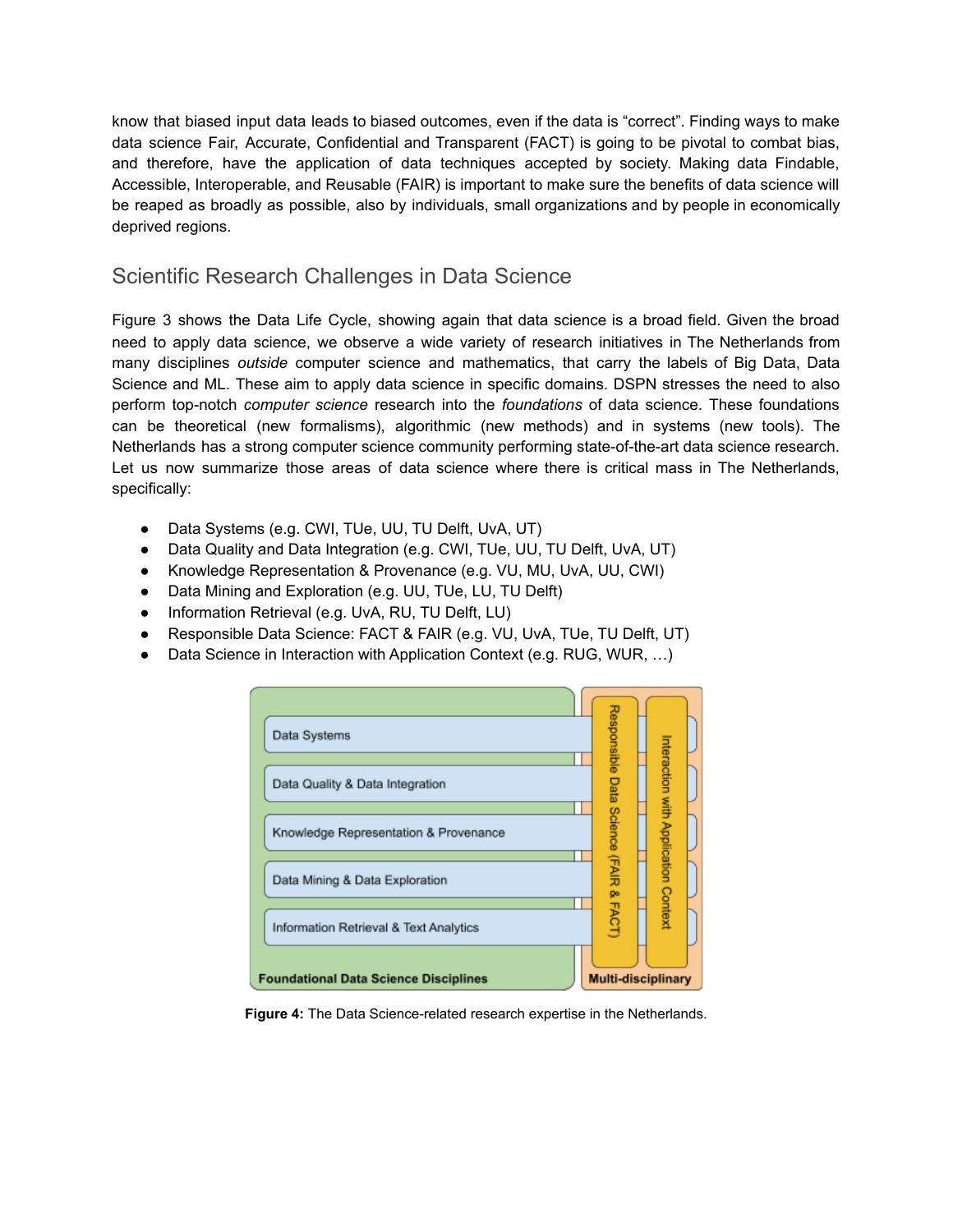know that biased input data leads to biased outcomes, even if the data is "correct". Finding ways to make data science Fair, Accurate, Confidential and Transparent (FACT) is going to be pivotal to combat bias, and therefore, have the application of data techniques accepted by society. Making data Findable, Accessible, Interoperable, and Reusable (FAIR) is important to make sure the benefits of data science will be reaped as broadly as possible, also by individuals, small organizations and by people in economically deprived regions.

## Scientific Research Challenges in Data Science

Figure 3 shows the Data Life Cycle, showing again that data science is a broad field. Given the broad need to apply data science, we observe a wide variety of research initiatives in The Netherlands from many disciplines *outside* computer science and mathematics, that carry the labels of Big Data, Data Science and ML. These aim to apply data science in specific domains. DSPN stresses the need to also perform top-notch *computer science* research into the *foundations* of data science. These foundations can be theoretical (new formalisms), algorithmic (new methods) and in systems (new tools). The Netherlands has a strong computer science community performing state-of-the-art data science research. Let us now summarize those areas of data science where there is critical mass in The Netherlands, specifically:

- Data Systems (e.g. CWI, TUe, UU, TU Delft, UvA, UT)
- Data Quality and Data Integration (e.g. CWI, TUe, UU, TU Delft, UvA, UT)
- Knowledge Representation & Provenance (e.g. VU, MU, UvA, UU, CWI)
- Data Mining and Exploration (e.g. UU, TUe, LU, TU Delft)
- Information Retrieval (e.g. UvA, RU, TU Delft, LU)
- Responsible Data Science: FACT & FAIR (e.g. VU, UvA, TUe, TU Delft, UT)
- Data Science in Interaction with Application Context (e.g. RUG, WUR, …)

**Figure 4:** The Data Science-related research expertise in the Netherlands.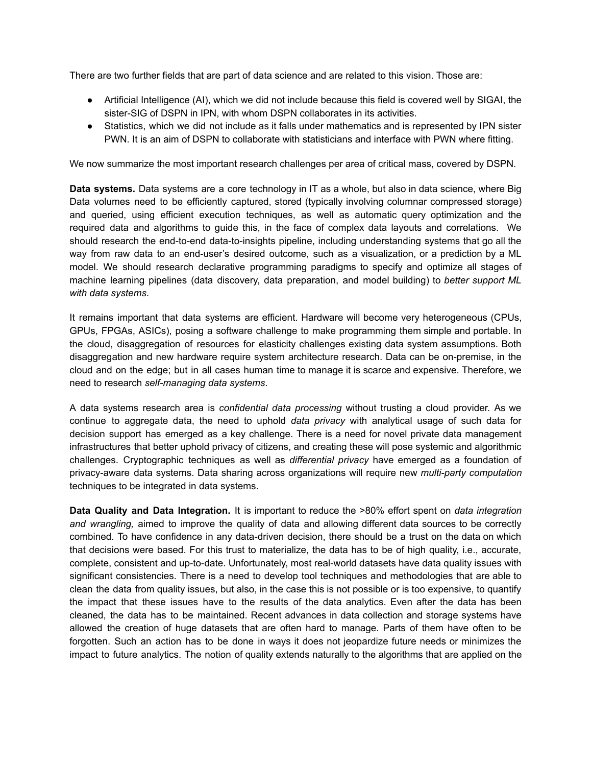There are two further fields that are part of data science and are related to this vision. Those are:

- Artificial Intelligence (AI), which we did not include because this field is covered well by SIGAI, the sister-SIG of DSPN in IPN, with whom DSPN collaborates in its activities.
- Statistics, which we did not include as it falls under mathematics and is represented by IPN sister PWN. It is an aim of DSPN to collaborate with statisticians and interface with PWN where fitting.

We now summarize the most important research challenges per area of critical mass, covered by DSPN.

**Data systems.** Data systems are a core technology in IT as a whole, but also in data science, where Big Data volumes need to be efficiently captured, stored (typically involving columnar compressed storage) and queried, using efficient execution techniques, as well as automatic query optimization and the required data and algorithms to guide this, in the face of complex data layouts and correlations. We should research the end-to-end data-to-insights pipeline, including understanding systems that go all the way from raw data to an end-user's desired outcome, such as a visualization, or a prediction by a ML model. We should research declarative programming paradigms to specify and optimize all stages of machine learning pipelines (data discovery, data preparation, and model building) to *better support ML with data systems*.

It remains important that data systems are efficient. Hardware will become very heterogeneous (CPUs, GPUs, FPGAs, ASICs), posing a software challenge to make programming them simple and portable. In the cloud, disaggregation of resources for elasticity challenges existing data system assumptions. Both disaggregation and new hardware require system architecture research. Data can be on-premise, in the cloud and on the edge; but in all cases human time to manage it is scarce and expensive. Therefore, we need to research *self-managing data systems*.

A data systems research area is *confidential data processing* without trusting a cloud provider. As we continue to aggregate data, the need to uphold *data privacy* with analytical usage of such data for decision support has emerged as a key challenge. There is a need for novel private data management infrastructures that better uphold privacy of citizens, and creating these will pose systemic and algorithmic challenges. Cryptographic techniques as well as *differential privacy* have emerged as a foundation of privacy-aware data systems. Data sharing across organizations will require new *multi-party computation* techniques to be integrated in data systems.

**Data Quality and Data Integration.** It is important to reduce the >80% effort spent on *data integration and wrangling,* aimed to improve the quality of data and allowing different data sources to be correctly combined. To have confidence in any data-driven decision, there should be a trust on the data on which that decisions were based. For this trust to materialize, the data has to be of high quality, i.e., accurate, complete, consistent and up-to-date. Unfortunately, most real-world datasets have data quality issues with significant consistencies. There is a need to develop tool techniques and methodologies that are able to clean the data from quality issues, but also, in the case this is not possible or is too expensive, to quantify the impact that these issues have to the results of the data analytics. Even after the data has been cleaned, the data has to be maintained. Recent advances in data collection and storage systems have allowed the creation of huge datasets that are often hard to manage. Parts of them have often to be forgotten. Such an action has to be done in ways it does not jeopardize future needs or minimizes the impact to future analytics. The notion of quality extends naturally to the algorithms that are applied on the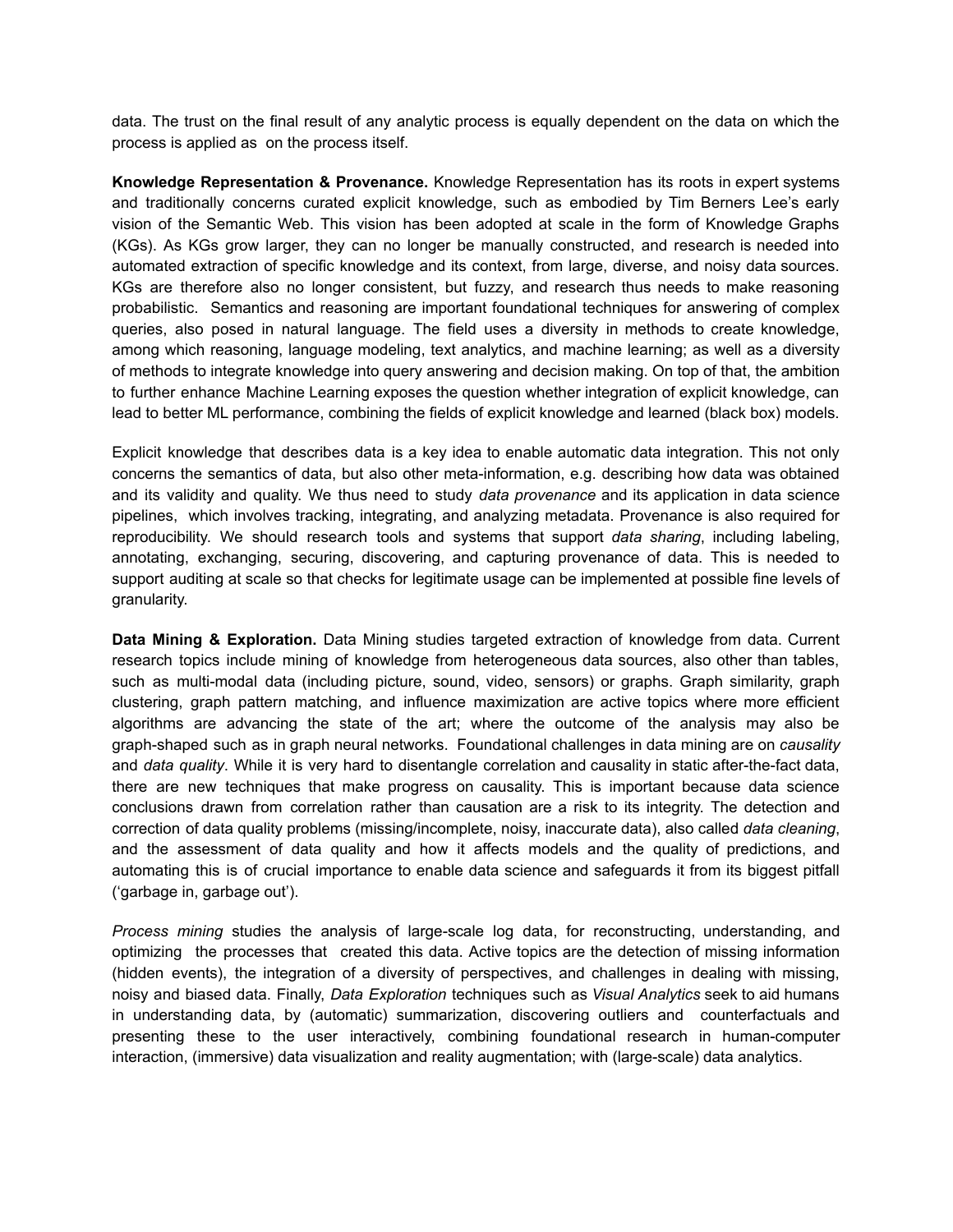data. The trust on the final result of any analytic process is equally dependent on the data on which the process is applied as on the process itself.

**Knowledge Representation & Provenance.** Knowledge Representation has its roots in expert systems and traditionally concerns curated explicit knowledge, such as embodied by Tim Berners Lee's early vision of the Semantic Web. This vision has been adopted at scale in the form of Knowledge Graphs (KGs). As KGs grow larger, they can no longer be manually constructed, and research is needed into automated extraction of specific knowledge and its context, from large, diverse, and noisy data sources. KGs are therefore also no longer consistent, but fuzzy, and research thus needs to make reasoning probabilistic. Semantics and reasoning are important foundational techniques for answering of complex queries, also posed in natural language. The field uses a diversity in methods to create knowledge, among which reasoning, language modeling, text analytics, and machine learning; as well as a diversity of methods to integrate knowledge into query answering and decision making. On top of that, the ambition to further enhance Machine Learning exposes the question whether integration of explicit knowledge, can lead to better ML performance, combining the fields of explicit knowledge and learned (black box) models.

Explicit knowledge that describes data is a key idea to enable automatic data integration. This not only concerns the semantics of data, but also other meta-information, e.g. describing how data was obtained and its validity and quality. We thus need to study *data provenance* and its application in data science pipelines, which involves tracking, integrating, and analyzing metadata. Provenance is also required for reproducibility. We should research tools and systems that support *data sharing*, including labeling, annotating, exchanging, securing, discovering, and capturing provenance of data. This is needed to support auditing at scale so that checks for legitimate usage can be implemented at possible fine levels of granularity.

**Data Mining & Exploration.** Data Mining studies targeted extraction of knowledge from data. Current research topics include mining of knowledge from heterogeneous data sources, also other than tables, such as multi-modal data (including picture, sound, video, sensors) or graphs. Graph similarity, graph clustering, graph pattern matching, and influence maximization are active topics where more efficient algorithms are advancing the state of the art; where the outcome of the analysis may also be graph-shaped such as in graph neural networks. Foundational challenges in data mining are on *causality* and *data quality*. While it is very hard to disentangle correlation and causality in static after-the-fact data, there are new techniques that make progress on causality. This is important because data science conclusions drawn from correlation rather than causation are a risk to its integrity. The detection and correction of data quality problems (missing/incomplete, noisy, inaccurate data), also called *data cleaning*, and the assessment of data quality and how it affects models and the quality of predictions, and automating this is of crucial importance to enable data science and safeguards it from its biggest pitfall ('garbage in, garbage out').

*Process mining* studies the analysis of large-scale log data, for reconstructing, understanding, and optimizing the processes that created this data. Active topics are the detection of missing information (hidden events), the integration of a diversity of perspectives, and challenges in dealing with missing, noisy and biased data. Finally, *Data Exploration* techniques such as *Visual Analytics* seek to aid humans in understanding data, by (automatic) summarization, discovering outliers and counterfactuals and presenting these to the user interactively, combining foundational research in human-computer interaction, (immersive) data visualization and reality augmentation; with (large-scale) data analytics.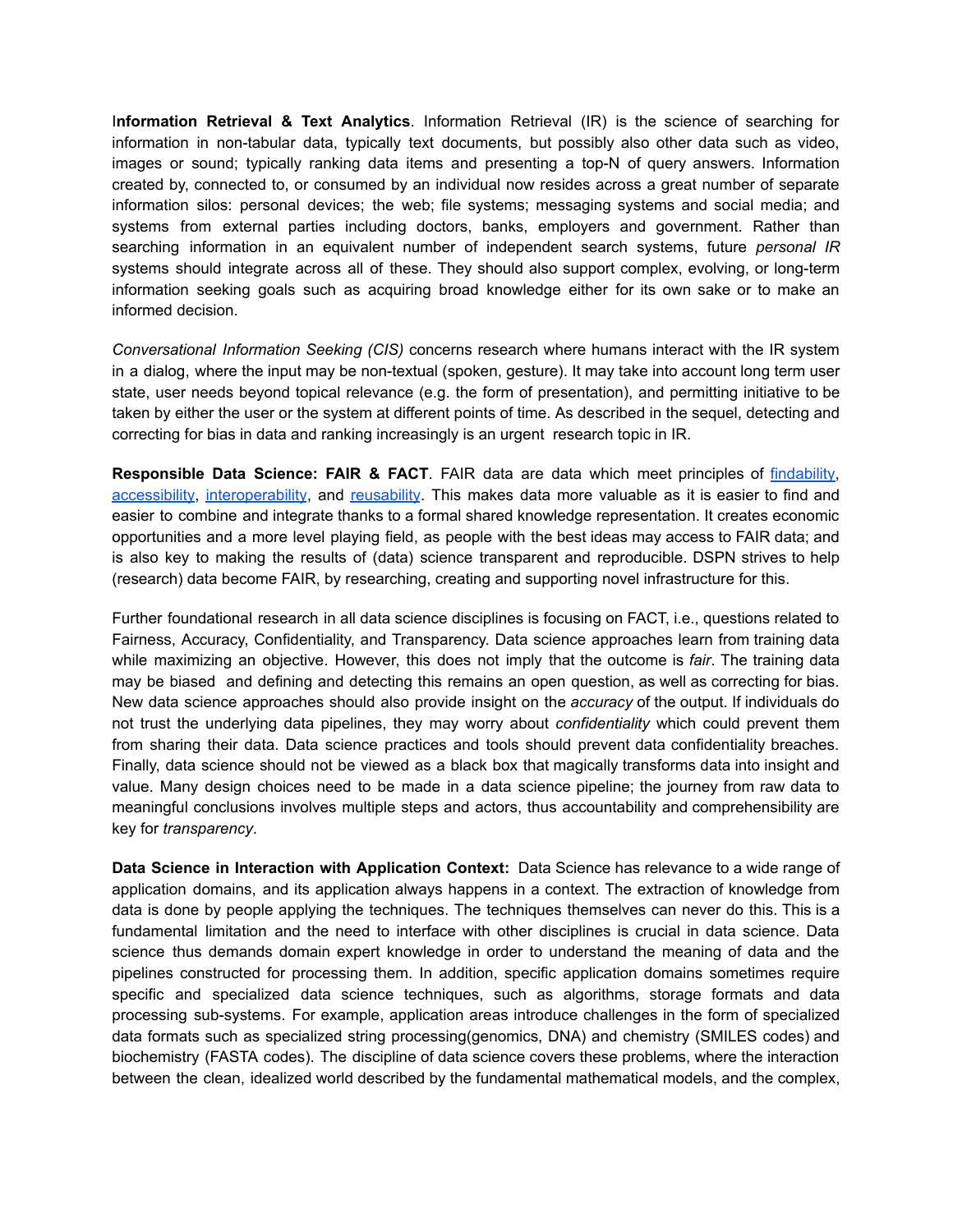**Information Retrieval & Text Analytics**. Information Retrieval (IR) is the science of searching for information in non-tabular data, typically text documents, but possibly also other data such as video, images or sound; typically ranking data items and presenting a top-N of query answers. Information created by, connected to, or consumed by an individual now resides across a great number of separate information silos: personal devices; the web; file systems; messaging systems and social media; and systems from external parties including doctors, banks, employers and government. Rather than searching information in an equivalent number of independent search systems, future *personal IR* systems should integrate across all of these. They should also support complex, evolving, or long-term information seeking goals such as acquiring broad knowledge either for its own sake or to make an informed decision.

*Conversational Information Seeking (CIS)* concerns research where humans interact with the IR system in a dialog, where the input may be non-textual (spoken, gesture). It may take into account long term user state, user needs beyond topical relevance (e.g. the form of presentation), and permitting initiative to be taken by either the user or the system at different points of time. As described in the sequel, detecting and correcting for bias in data and ranking increasingly is an urgent research topic in IR.

**Responsible Data Science: FAIR & FACT**. FAIR data are data which meet principles of findability, accessibility, interoperability, and reusability. This makes data more valuable as it is easier to find and easier to combine and integrate thanks to a formal shared knowledge representation. It creates economic opportunities and a more level playing field, as people with the best ideas may access to FAIR data; and is also key to making the results of (data) science transparent and reproducible. DSPN strives to help (research) data become FAIR, by researching, creating and supporting novel infrastructure for this.

Further foundational research in all data science disciplines is focusing on FACT, i.e., questions related to Fairness, Accuracy, Confidentiality, and Transparency. Data science approaches learn from training data while maximizing an objective. However, this does not imply that the outcome is *fair*. The training data may be biased and defining and detecting this remains an open question, as well as correcting for bias. New data science approaches should also provide insight on the *accuracy* of the output. If individuals do not trust the underlying data pipelines, they may worry about *confidentiality* which could prevent them from sharing their data. Data science practices and tools should prevent data confidentiality breaches. Finally, data science should not be viewed as a black box that magically transforms data into insight and value. Many design choices need to be made in a data science pipeline; the journey from raw data to meaningful conclusions involves multiple steps and actors, thus accountability and comprehensibility are key for *transparency*.

**Data Science in Interaction with Application Context:** Data Science has relevance to a wide range of application domains, and its application always happens in a context. The extraction of knowledge from data is done by people applying the techniques. The techniques themselves can never do this. This is a fundamental limitation and the need to interface with other disciplines is crucial in data science. Data science thus demands domain expert knowledge in order to understand the meaning of data and the pipelines constructed for processing them. In addition, specific application domains sometimes require specific and specialized data science techniques, such as algorithms, storage formats and data processing sub-systems. For example, application areas introduce challenges in the form of specialized data formats such as specialized string processing(genomics, DNA) and chemistry (SMILES codes) and biochemistry (FASTA codes). The discipline of data science covers these problems, where the interaction between the clean, idealized world described by the fundamental mathematical models, and the complex,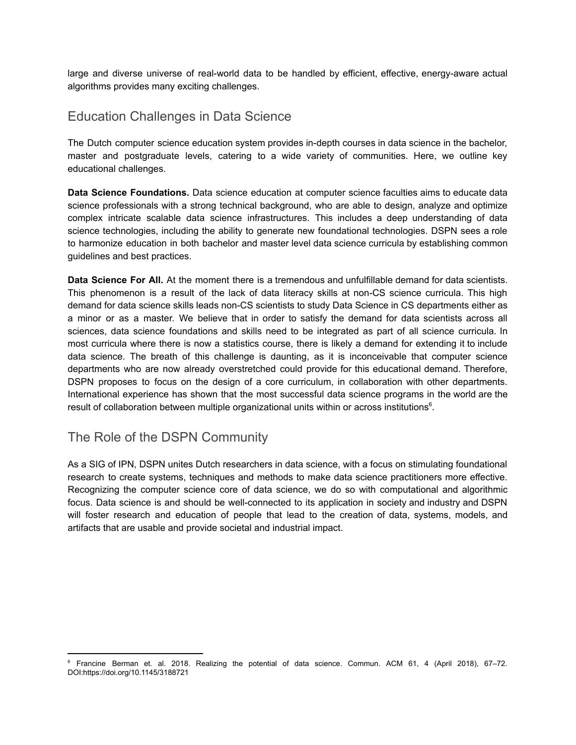large and diverse universe of real-world data to be handled by efficient, effective, energy-aware actual algorithms provides many exciting challenges.

## Education Challenges in Data Science

The Dutch computer science education system provides in-depth courses in data science in the bachelor, master and postgraduate levels, catering to a wide variety of communities. Here, we outline key educational challenges.

**Data Science Foundations.** Data science education at computer science faculties aims to educate data science professionals with a strong technical background, who are able to design, analyze and optimize complex intricate scalable data science infrastructures. This includes a deep understanding of data science technologies, including the ability to generate new foundational technologies. DSPN sees a role to harmonize education in both bachelor and master level data science curricula by establishing common guidelines and best practices.

**Data Science For All.** At the moment there is a tremendous and unfulfillable demand for data scientists. This phenomenon is a result of the lack of data literacy skills at non-CS science curricula. This high demand for data science skills leads non-CS scientists to study Data Science in CS departments either as a minor or as a master. We believe that in order to satisfy the demand for data scientists across all sciences, data science foundations and skills need to be integrated as part of all science curricula. In most curricula where there is now a statistics course, there is likely a demand for extending it to include data science. The breath of this challenge is daunting, as it is inconceivable that computer science departments who are now already overstretched could provide for this educational demand. Therefore, DSPN proposes to focus on the design of a core curriculum, in collaboration with other departments. International experience has shown that the most successful data science programs in the world are the result of collaboration between multiple organizational units within or across institutions[6].

## The Role of the DSPN Community

As a SIG of IPN, DSPN unites Dutch researchers in data science, with a focus on stimulating foundational research to create systems, techniques and methods to make data science practitioners more effective. Recognizing the computer science core of data science, we do so with computational and algorithmic focus. Data science is and should be well-connected to its application in society and industry and DSPN will foster research and education of people that lead to the creation of data, systems, models, and artifacts that are usable and provide societal and industrial impact.

---

[6] Francine Berman et. al. 2018. Realizing the potential of data science. Commun. ACM 61, 4 (April 2018), 67–72. DOI:https://doi.org/10.1145/3188721